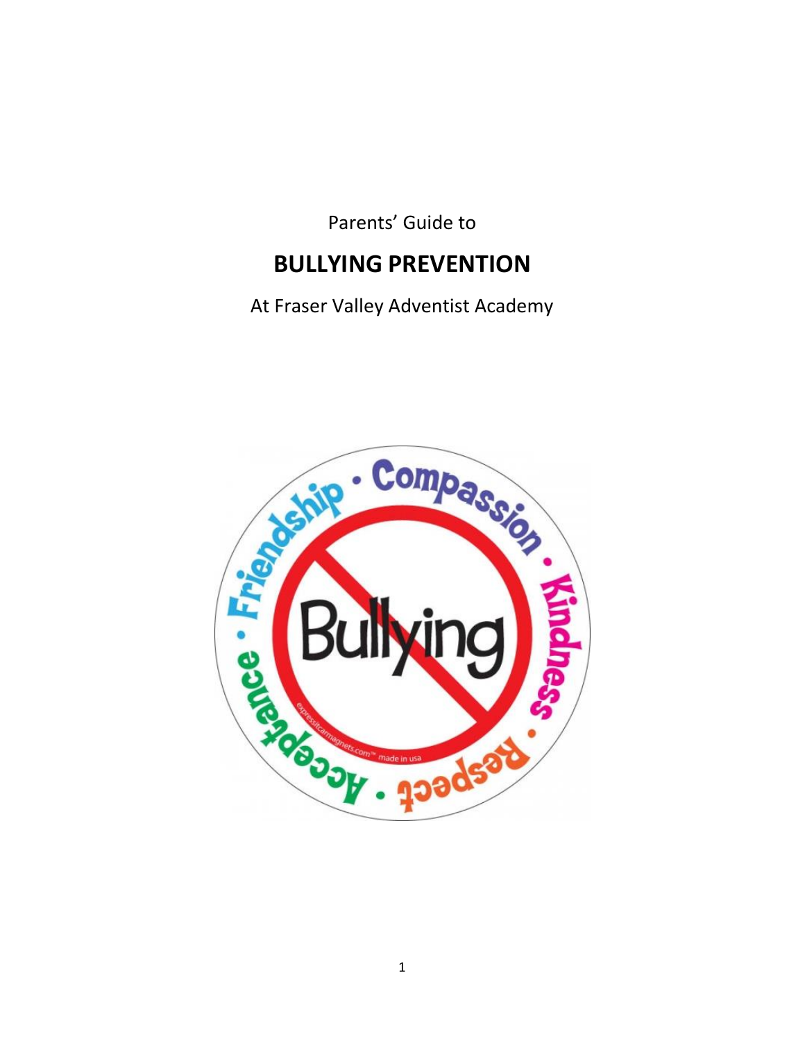Parents' Guide to

# BULLYING PREVENTION

At Fraser Valley Adventist Academy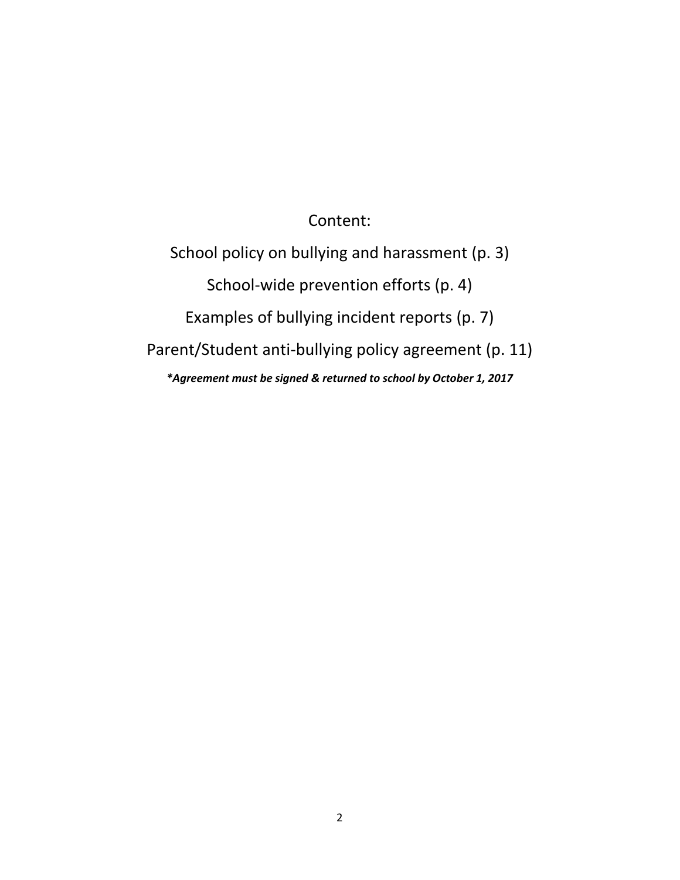Content:

School policy on bullying and harassment (p. 3)

School-wide prevention efforts (p. 4)

Examples of bullying incident reports (p. 7)

Parent/Student anti-bullying policy agreement (p. 11)

***Agreement must be signed & returned to school by October 1, 2017***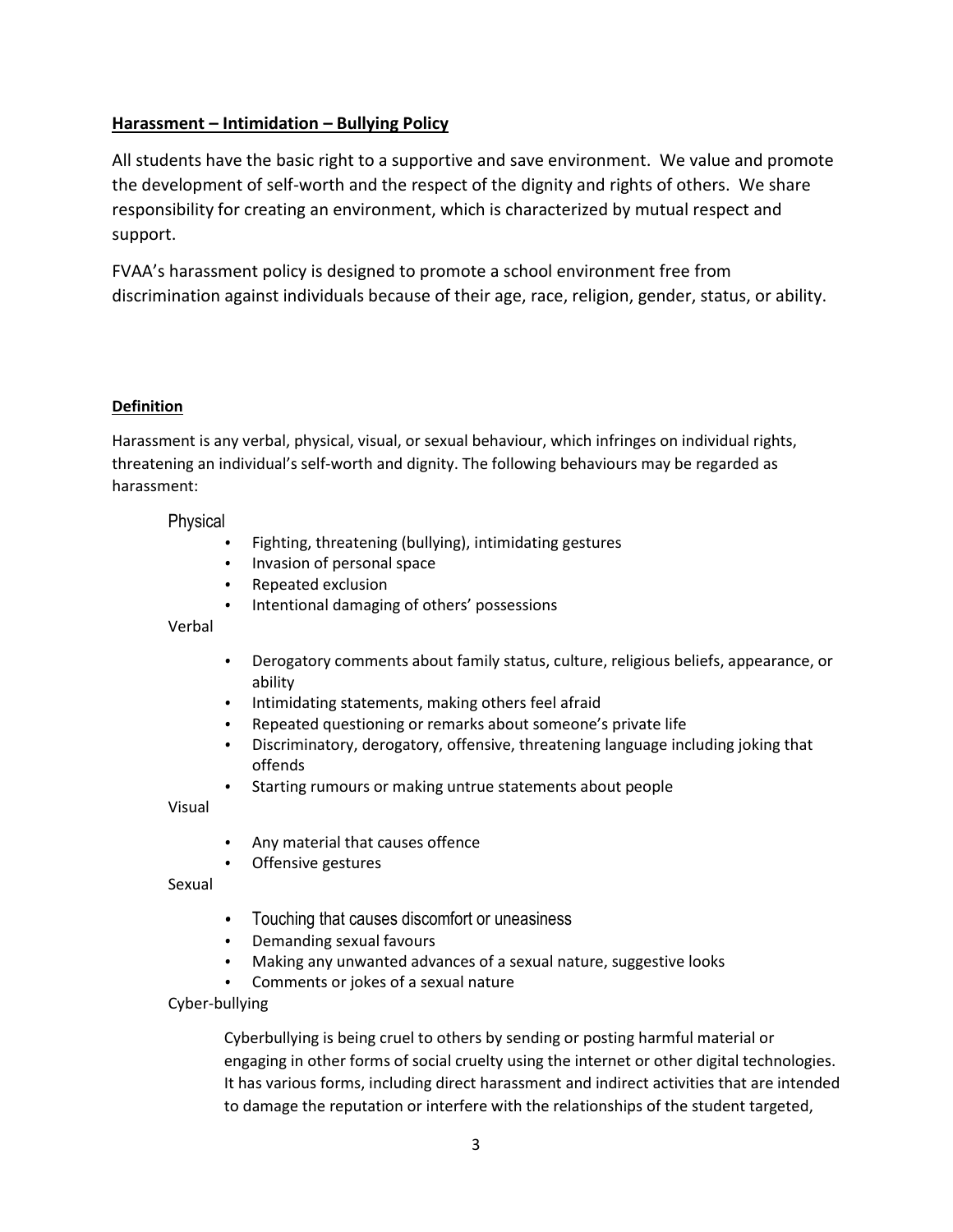## **Harassment – Intimidation – Bullying Policy**

All students have the basic right to a supportive and save environment. We value and promote the development of self-worth and the respect of the dignity and rights of others. We share responsibility for creating an environment, which is characterized by mutual respect and support.

FVAA's harassment policy is designed to promote a school environment free from discrimination against individuals because of their age, race, religion, gender, status, or ability.

### **Definition**

Harassment is any verbal, physical, visual, or sexual behaviour, which infringes on individual rights, threatening an individual's self-worth and dignity. The following behaviours may be regarded as harassment:

Physical

- Fighting, threatening (bullying), intimidating gestures
- Invasion of personal space
- Repeated exclusion
- Intentional damaging of others' possessions

Verbal

- Derogatory comments about family status, culture, religious beliefs, appearance, or ability
- Intimidating statements, making others feel afraid
- Repeated questioning or remarks about someone's private life
- Discriminatory, derogatory, offensive, threatening language including joking that offends
- Starting rumours or making untrue statements about people

Visual

- Any material that causes offence
- Offensive gestures

Sexual

- Touching that causes discomfort or uneasiness
- Demanding sexual favours
- Making any unwanted advances of a sexual nature, suggestive looks
- Comments or jokes of a sexual nature

Cyber-bullying

Cyberbullying is being cruel to others by sending or posting harmful material or engaging in other forms of social cruelty using the internet or other digital technologies. It has various forms, including direct harassment and indirect activities that are intended to damage the reputation or interfere with the relationships of the student targeted,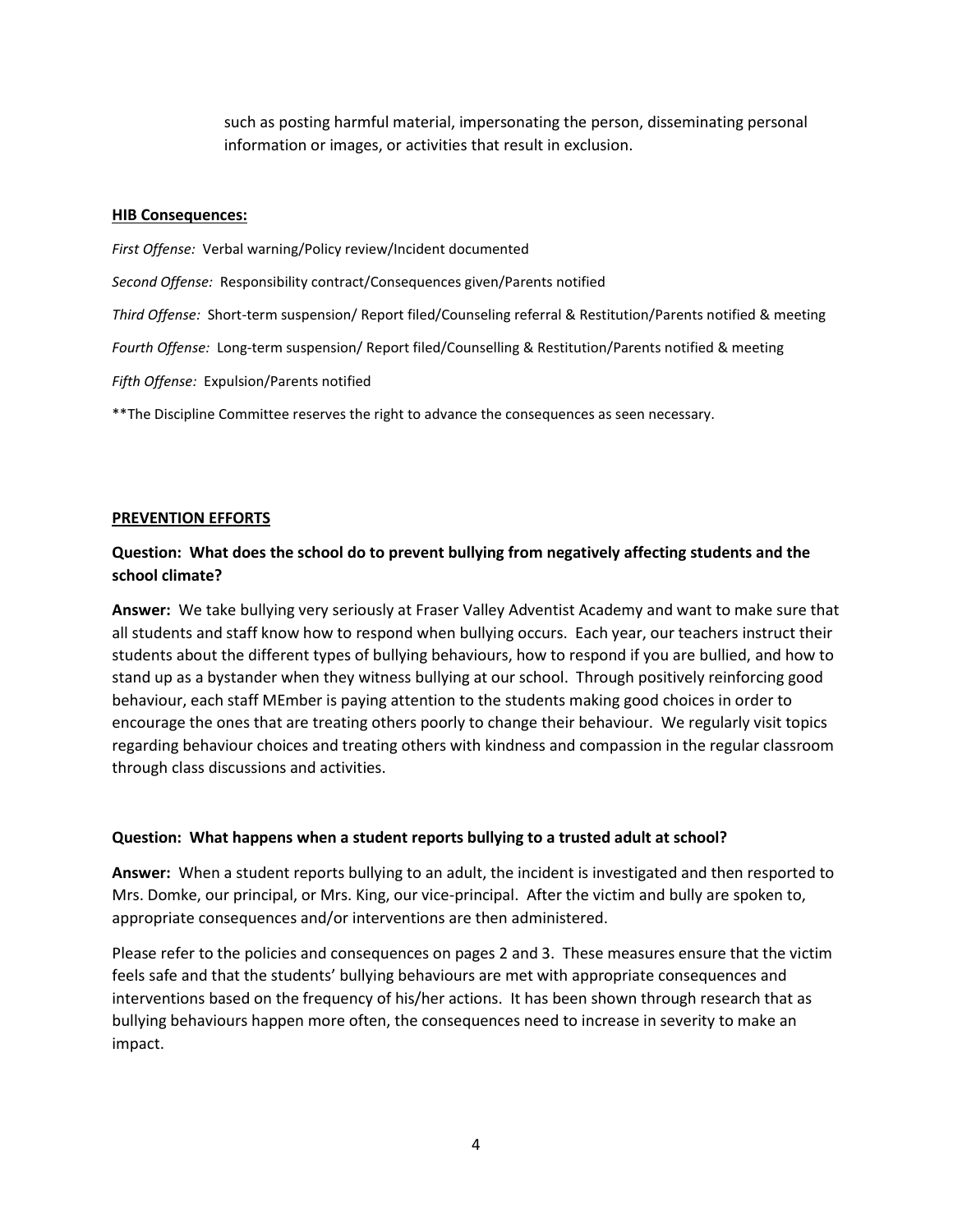such as posting harmful material, impersonating the person, disseminating personal information or images, or activities that result in exclusion.

**HIB Consequences:**

*First Offense:* Verbal warning/Policy review/Incident documented

*Second Offense:* Responsibility contract/Consequences given/Parents notified

*Third Offense:* Short-term suspension/ Report filed/Counseling referral & Restitution/Parents notified & meeting

*Fourth Offense:* Long-term suspension/ Report filed/Counselling & Restitution/Parents notified & meeting

*Fifth Offense:* Expulsion/Parents notified

**The Discipline Committee reserves the right to advance the consequences as seen necessary.

## PREVENTION EFFORTS

**Question: What does the school do to prevent bullying from negatively affecting students and the school climate?**

**Answer:** We take bullying very seriously at Fraser Valley Adventist Academy and want to make sure that all students and staff know how to respond when bullying occurs. Each year, our teachers instruct their students about the different types of bullying behaviours, how to respond if you are bullied, and how to stand up as a bystander when they witness bullying at our school. Through positively reinforcing good behaviour, each staff MEmber is paying attention to the students making good choices in order to encourage the ones that are treating others poorly to change their behaviour. We regularly visit topics regarding behaviour choices and treating others with kindness and compassion in the regular classroom through class discussions and activities.

**Question: What happens when a student reports bullying to a trusted adult at school?**

**Answer:** When a student reports bullying to an adult, the incident is investigated and then resported to Mrs. Domke, our principal, or Mrs. King, our vice-principal. After the victim and bully are spoken to, appropriate consequences and/or interventions are then administered.

Please refer to the policies and consequences on pages 2 and 3. These measures ensure that the victim feels safe and that the students' bullying behaviours are met with appropriate consequences and interventions based on the frequency of his/her actions. It has been shown through research that as bullying behaviours happen more often, the consequences need to increase in severity to make an impact.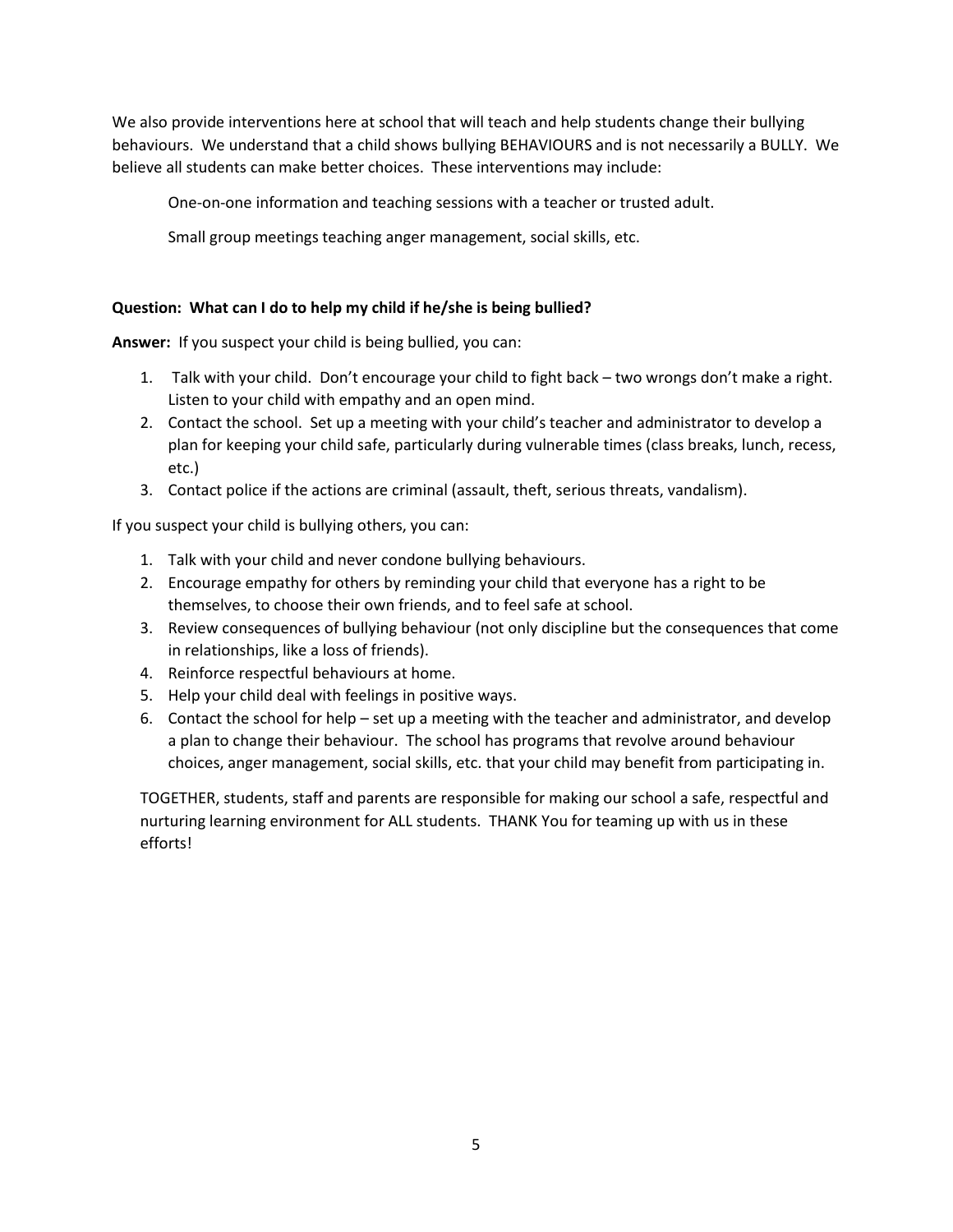We also provide interventions here at school that will teach and help students change their bullying behaviours. We understand that a child shows bullying BEHAVIOURS and is not necessarily a BULLY. We believe all students can make better choices. These interventions may include:

One-on-one information and teaching sessions with a teacher or trusted adult.

Small group meetings teaching anger management, social skills, etc.

**Question: What can I do to help my child if he/she is being bullied?**

**Answer:** If you suspect your child is being bullied, you can:

1. Talk with your child. Don't encourage your child to fight back – two wrongs don't make a right. Listen to your child with empathy and an open mind.
2. Contact the school. Set up a meeting with your child's teacher and administrator to develop a plan for keeping your child safe, particularly during vulnerable times (class breaks, lunch, recess, etc.)
3. Contact police if the actions are criminal (assault, theft, serious threats, vandalism).

If you suspect your child is bullying others, you can:

1. Talk with your child and never condone bullying behaviours.
2. Encourage empathy for others by reminding your child that everyone has a right to be themselves, to choose their own friends, and to feel safe at school.
3. Review consequences of bullying behaviour (not only discipline but the consequences that come in relationships, like a loss of friends).
4. Reinforce respectful behaviours at home.
5. Help your child deal with feelings in positive ways.
6. Contact the school for help – set up a meeting with the teacher and administrator, and develop a plan to change their behaviour. The school has programs that revolve around behaviour choices, anger management, social skills, etc. that your child may benefit from participating in.

TOGETHER, students, staff and parents are responsible for making our school a safe, respectful and nurturing learning environment for ALL students. THANK You for teaming up with us in these efforts!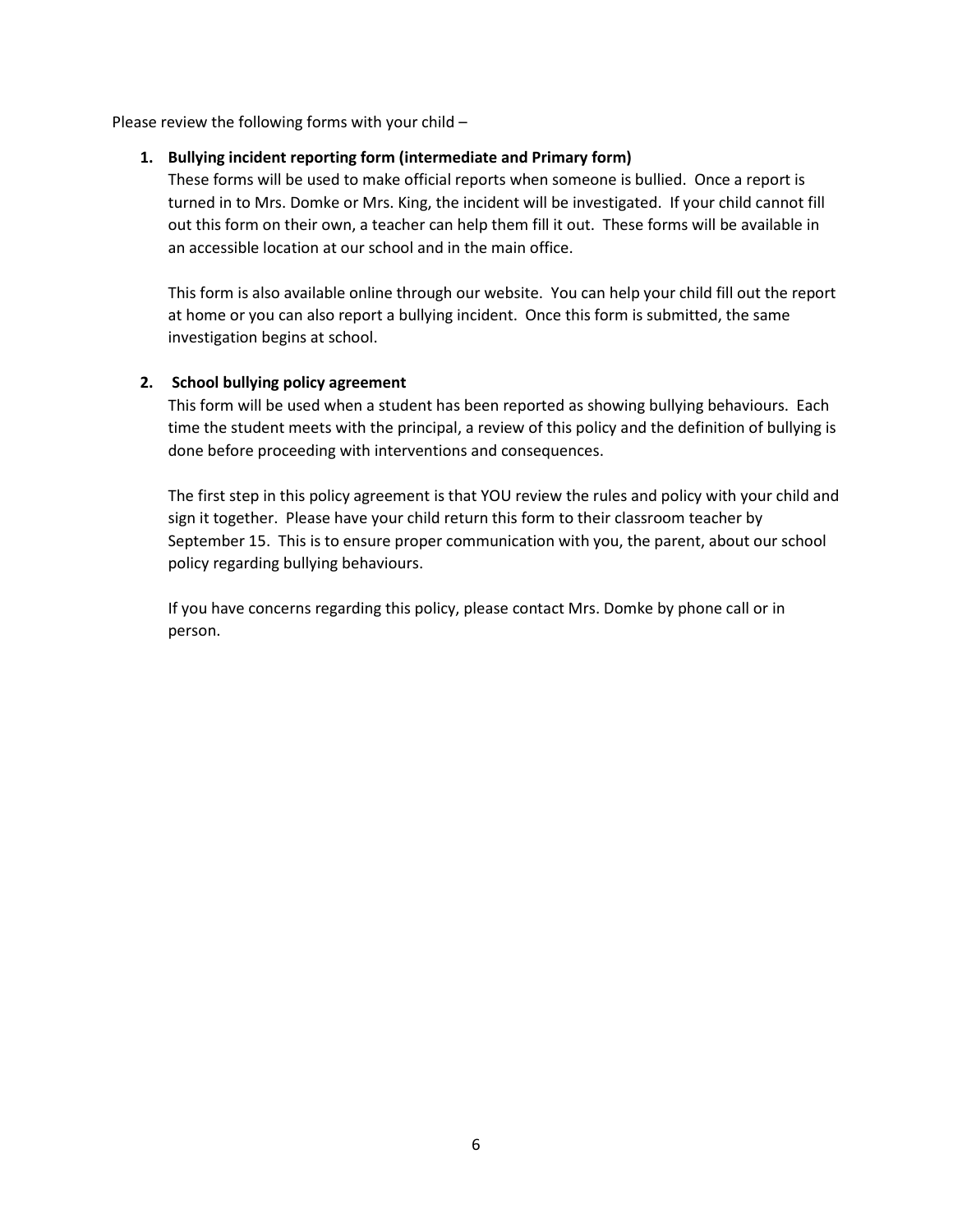Please review the following forms with your child –

1. **Bullying incident reporting form (intermediate and Primary form)**

   These forms will be used to make official reports when someone is bullied. Once a report is turned in to Mrs. Domke or Mrs. King, the incident will be investigated. If your child cannot fill out this form on their own, a teacher can help them fill it out. These forms will be available in an accessible location at our school and in the main office.

   This form is also available online through our website. You can help your child fill out the report at home or you can also report a bullying incident. Once this form is submitted, the same investigation begins at school.

2. **School bullying policy agreement**

   This form will be used when a student has been reported as showing bullying behaviours. Each time the student meets with the principal, a review of this policy and the definition of bullying is done before proceeding with interventions and consequences.

   The first step in this policy agreement is that YOU review the rules and policy with your child and sign it together. Please have your child return this form to their classroom teacher by September 15. This is to ensure proper communication with you, the parent, about our school policy regarding bullying behaviours.

   If you have concerns regarding this policy, please contact Mrs. Domke by phone call or in person.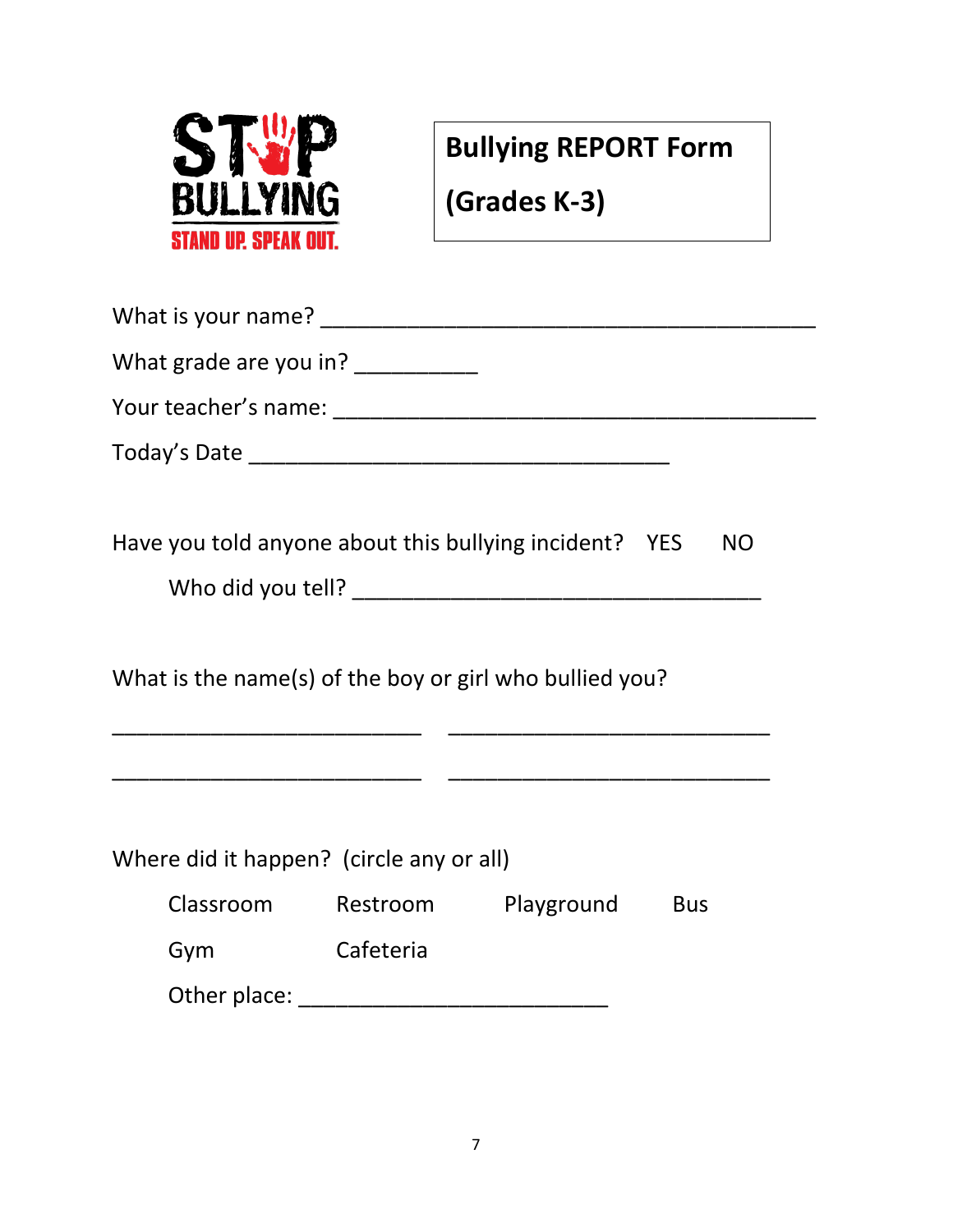STOP BULLYING

STAND UP. SPEAK OUT.

# Bullying REPORT Form

# (Grades K-3)

What is your name? ________________________________________

What grade are you in? __________

Your teacher's name: ________________________________________

Today's Date __________________________________

Have you told anyone about this bullying incident? YES NO

Who did you tell? _________________________________

What is the name(s) of the boy or girl who bullied you?

_________________________ __________________________

_________________________ __________________________

Where did it happen? (circle any or all)

Classroom Restroom Playground Bus

Gym Cafeteria

Other place: _________________________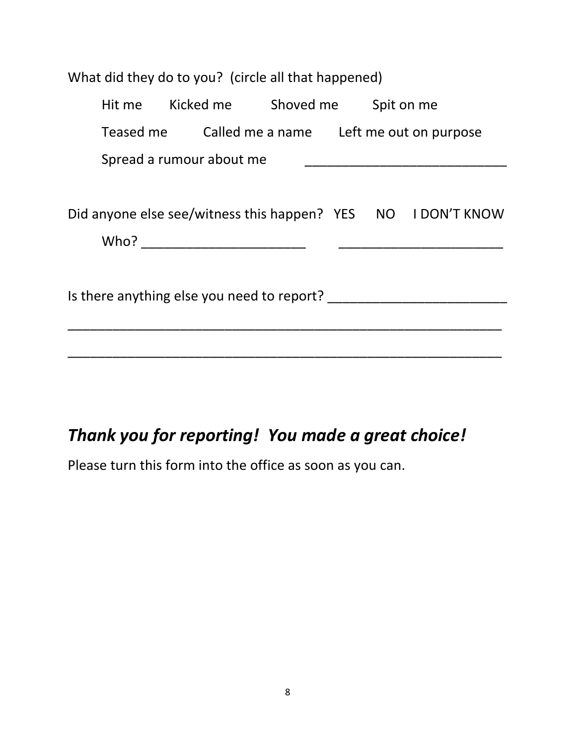What did they do to you? (circle all that happened)

Hit me    Kicked me    Shoved me    Spit on me

Teased me    Called me a name    Left me out on purpose

Spread a rumour about me    ___________________________

Did anyone else see/witness this happen? YES    NO    I DON'T KNOW

Who? ______________________    ______________________

Is there anything else you need to report? ________________________

___________________________________________________________

___________________________________________________________

## ***Thank you for reporting! You made a great choice!***

Please turn this form into the office as soon as you can.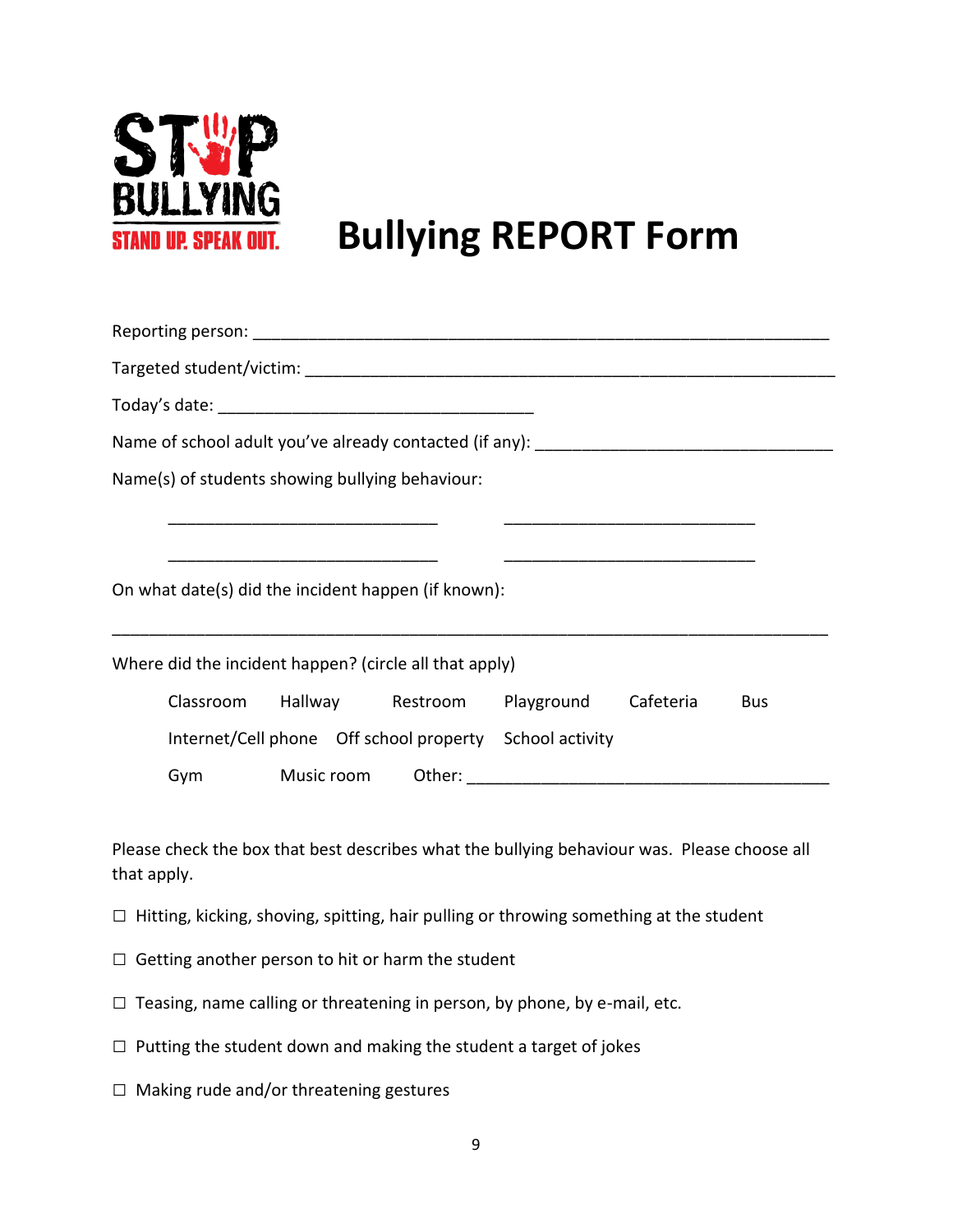STOP BULLYING
STAND UP. SPEAK OUT.

# Bullying REPORT Form

Reporting person: ______________________________________________________________

Targeted student/victim: ___________________________________________________________

Today's date: ___________________________________

Name of school adult you've already contacted (if any): _______________________________

Name(s) of students showing bullying behaviour:

_____________________________ _____________________________

_____________________________ _____________________________

On what date(s) did the incident happen (if known):

_____________________________________________________________________________

Where did the incident happen? (circle all that apply)

Classroom Hallway Restroom Playground Cafeteria Bus

Internet/Cell phone Off school property School activity

Gym Music room Other: _______________________________________

Please check the box that best describes what the bullying behaviour was. Please choose all that apply.

☐ Hitting, kicking, shoving, spitting, hair pulling or throwing something at the student

☐ Getting another person to hit or harm the student

☐ Teasing, name calling or threatening in person, by phone, by e-mail, etc.

☐ Putting the student down and making the student a target of jokes

☐ Making rude and/or threatening gestures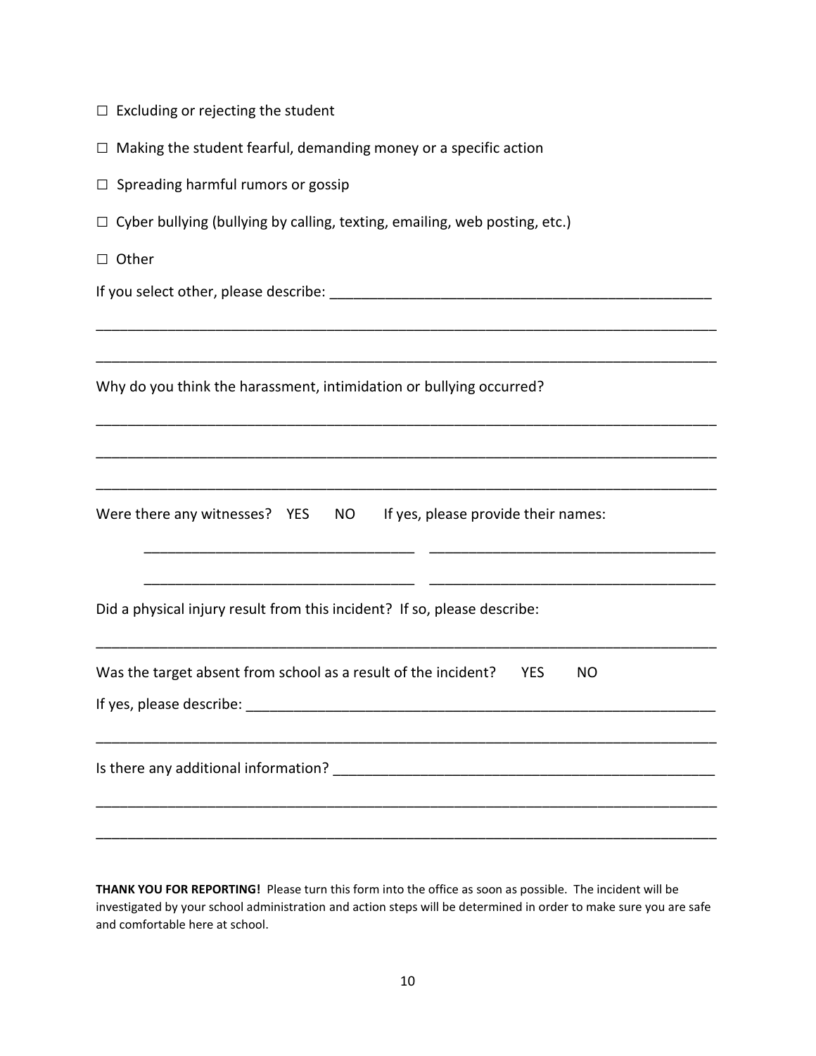☐ Excluding or rejecting the student

☐ Making the student fearful, demanding money or a specific action

☐ Spreading harmful rumors or gossip

☐ Cyber bullying (bullying by calling, texting, emailing, web posting, etc.)

☐ Other

If you select other, please describe: ___________________________________________________

_______________________________________________________________________________

_______________________________________________________________________________

Why do you think the harassment, intimidation or bullying occurred?

_______________________________________________________________________________

_______________________________________________________________________________

_______________________________________________________________________________

Were there any witnesses? YES NO If yes, please provide their names:

_________________________________ ___________________________________

_________________________________ ___________________________________

Did a physical injury result from this incident? If so, please describe:

_______________________________________________________________________________

Was the target absent from school as a result of the incident? YES NO

If yes, please describe: ____________________________________________________________

_______________________________________________________________________________

Is there any additional information? _________________________________________________

_______________________________________________________________________________

_______________________________________________________________________________

**THANK YOU FOR REPORTING!** Please turn this form into the office as soon as possible. The incident will be investigated by your school administration and action steps will be determined in order to make sure you are safe and comfortable here at school.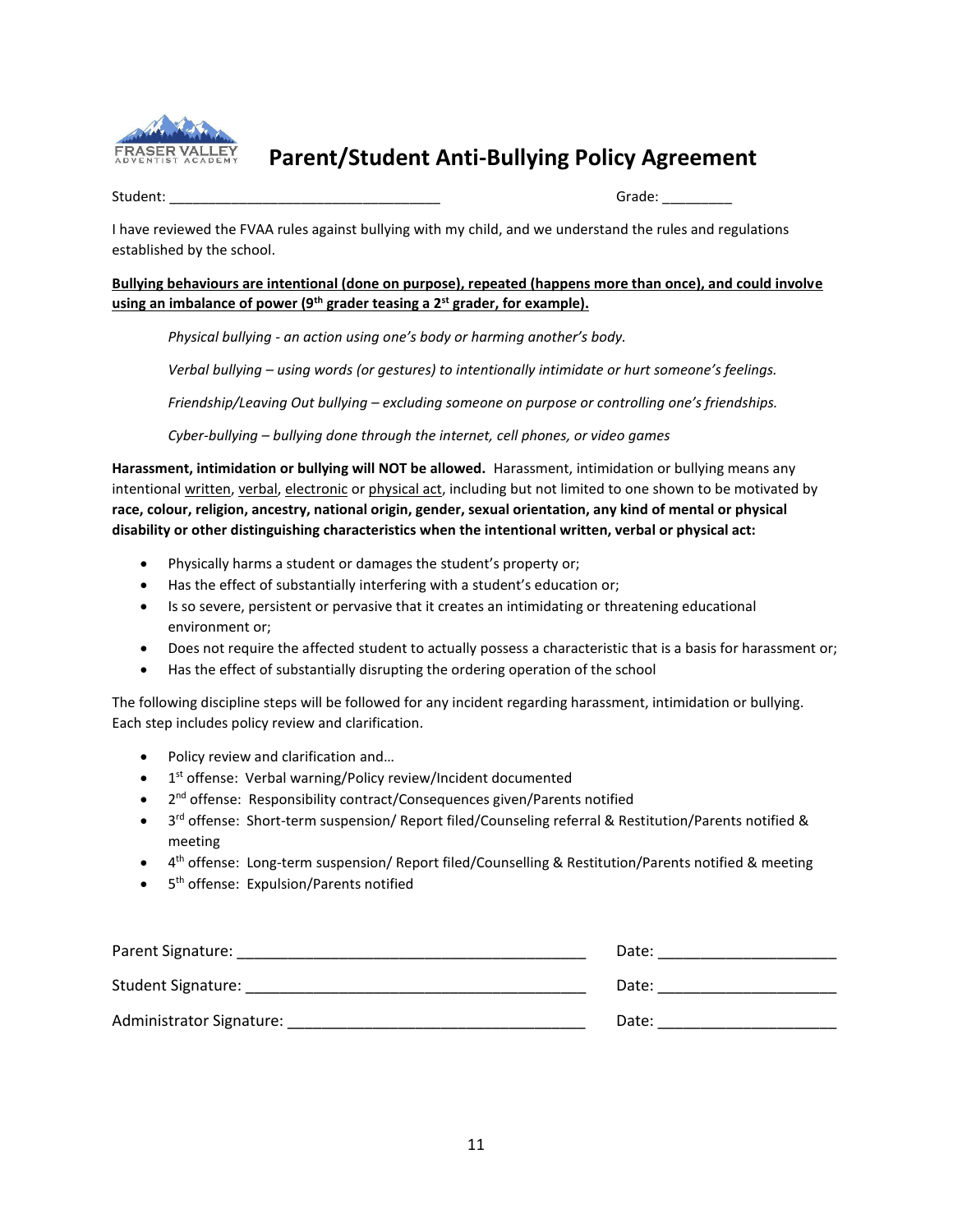# Parent/Student Anti-Bullying Policy Agreement

Student: ___________________________________ Grade: _________

I have reviewed the FVAA rules against bullying with my child, and we understand the rules and regulations established by the school.

**Bullying behaviours are intentional (done on purpose), repeated (happens more than once), and could involve using an imbalance of power (9th grader teasing a 2st grader, for example).**

*Physical bullying - an action using one's body or harming another's body.*

*Verbal bullying – using words (or gestures) to intentionally intimidate or hurt someone's feelings.*

*Friendship/Leaving Out bullying – excluding someone on purpose or controlling one's friendships.*

*Cyber-bullying – bullying done through the internet, cell phones, or video games*

**Harassment, intimidation or bullying will NOT be allowed.** Harassment, intimidation or bullying means any intentional written, verbal, electronic or physical act, including but not limited to one shown to be motivated by **race, colour, religion, ancestry, national origin, gender, sexual orientation, any kind of mental or physical disability or other distinguishing characteristics when the intentional written, verbal or physical act:**

- Physically harms a student or damages the student's property or;
- Has the effect of substantially interfering with a student's education or;
- Is so severe, persistent or pervasive that it creates an intimidating or threatening educational environment or;
- Does not require the affected student to actually possess a characteristic that is a basis for harassment or;
- Has the effect of substantially disrupting the ordering operation of the school

The following discipline steps will be followed for any incident regarding harassment, intimidation or bullying. Each step includes policy review and clarification.

- Policy review and clarification and…
- 1st offense: Verbal warning/Policy review/Incident documented
- 2nd offense: Responsibility contract/Consequences given/Parents notified
- 3rd offense: Short-term suspension/ Report filed/Counseling referral & Restitution/Parents notified & meeting
- 4th offense: Long-term suspension/ Report filed/Counselling & Restitution/Parents notified & meeting
- 5th offense: Expulsion/Parents notified

Parent Signature: _________________________________________ Date: _____________________

Student Signature: ________________________________________ Date: _____________________

Administrator Signature: ___________________________________ Date: _____________________